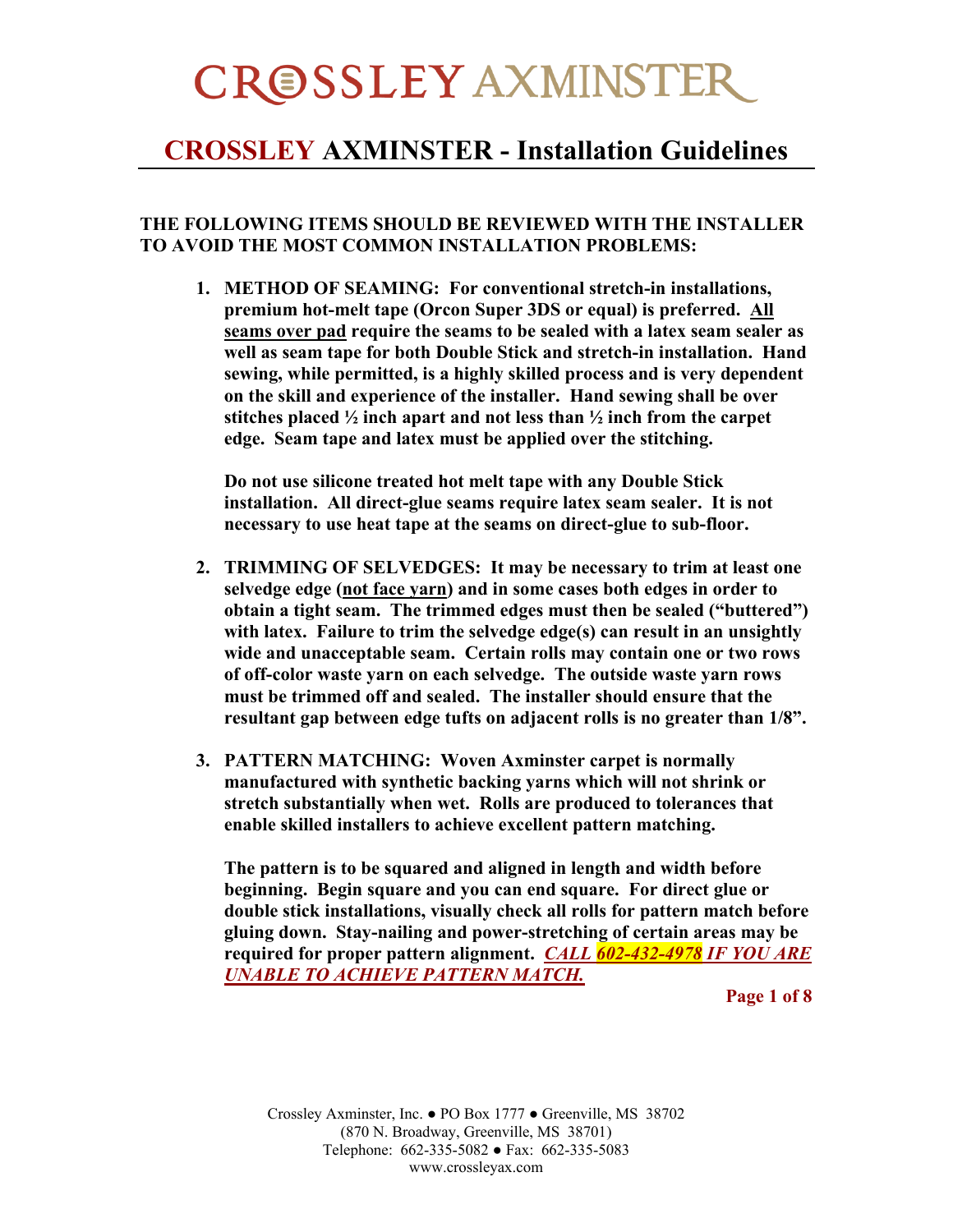# CROSSLEY AXMINSTER

## CROSSLEY AXMINSTER - Installation Guidelines

**THE FOLLOWING ITEMS SHOULD BE REVIEWED WITH THE INSTALLER TO AVOID THE MOST COMMON INSTALLATION PROBLEMS:**

1. **METHOD OF SEAMING: For conventional stretch-in installations, premium hot-melt tape (Orcon Super 3DS or equal) is preferred. <u>All seams over pad</u> require the seams to be sealed with a latex seam sealer as well as seam tape for both Double Stick and stretch-in installation. Hand sewing, while permitted, is a highly skilled process and is very dependent on the skill and experience of the installer. Hand sewing shall be over stitches placed ½ inch apart and not less than ½ inch from the carpet edge. Seam tape and latex must be applied over the stitching.**

   **Do not use silicone treated hot melt tape with any Double Stick installation. All direct-glue seams require latex seam sealer. It is not necessary to use heat tape at the seams on direct-glue to sub-floor.**

2. **TRIMMING OF SELVEDGES: It may be necessary to trim at least one selvedge edge (<u>not face yarn</u>) and in some cases both edges in order to obtain a tight seam. The trimmed edges must then be sealed ("buttered") with latex. Failure to trim the selvedge edge(s) can result in an unsightly wide and unacceptable seam. Certain rolls may contain one or two rows of off-color waste yarn on each selvedge. The outside waste yarn rows must be trimmed off and sealed. The installer should ensure that the resultant gap between edge tufts on adjacent rolls is no greater than 1/8".**

3. **PATTERN MATCHING: Woven Axminster carpet is normally manufactured with synthetic backing yarns which will not shrink or stretch substantially when wet. Rolls are produced to tolerances that enable skilled installers to achieve excellent pattern matching.**

   **The pattern is to be squared and aligned in length and width before beginning. Begin square and you can end square. For direct glue or double stick installations, visually check all rolls for pattern match before gluing down. Stay-nailing and power-stretching of certain areas may be required for proper pattern alignment. *<u>CALL 602-432-4978 IF YOU ARE UNABLE TO ACHIEVE PATTERN MATCH.</u>***

Crossley Axminster, Inc. ● PO Box 1777 ● Greenville, MS 38702
(870 N. Broadway, Greenville, MS 38701)
Telephone: 662-335-5082 ● Fax: 662-335-5083
www.crossleyax.com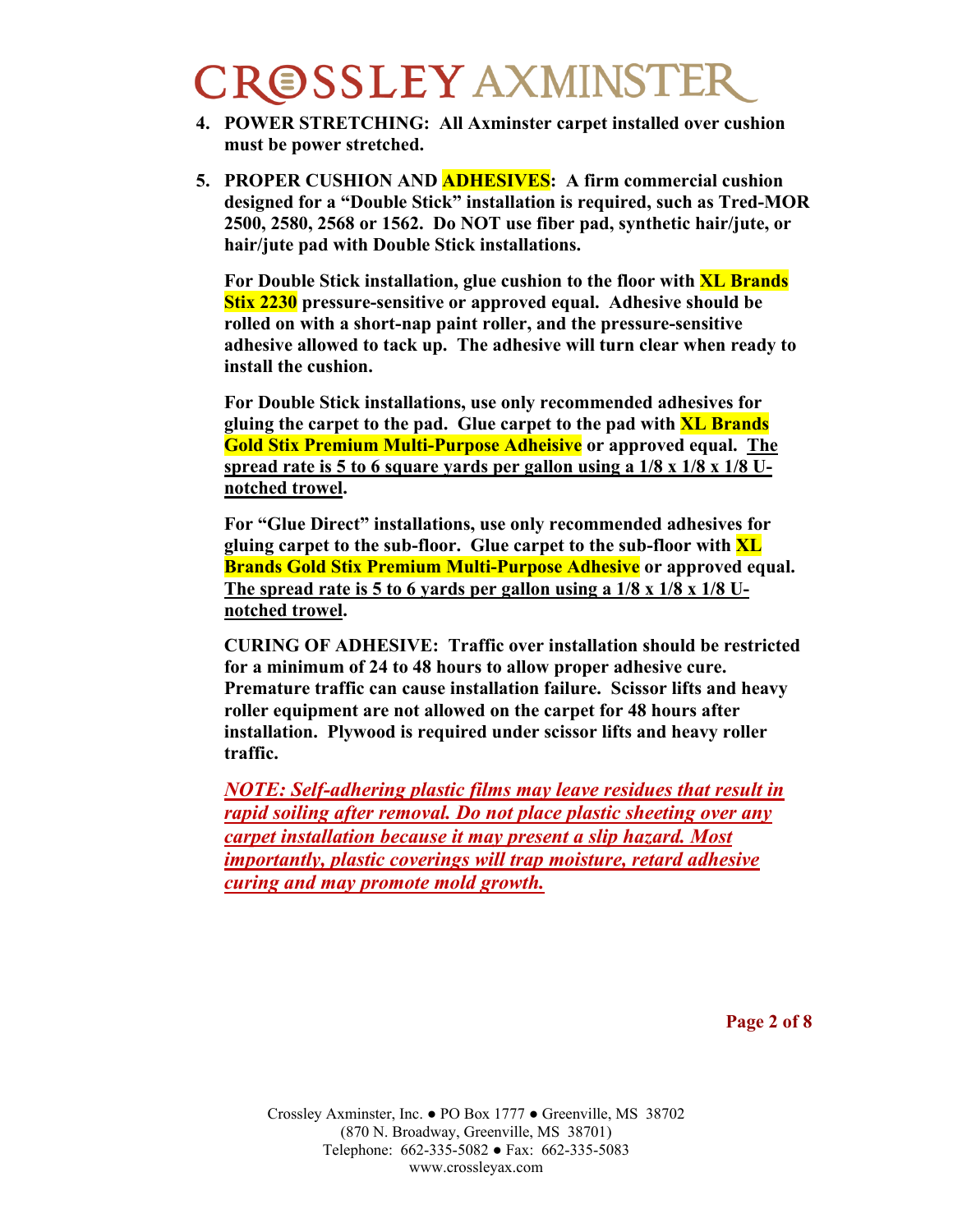**4. POWER STRETCHING: All Axminster carpet installed over cushion must be power stretched.**

**5. PROPER CUSHION AND ADHESIVES: A firm commercial cushion designed for a "Double Stick" installation is required, such as Tred-MOR 2500, 2580, 2568 or 1562. Do NOT use fiber pad, synthetic hair/jute, or hair/jute pad with Double Stick installations.**

**For Double Stick installation, glue cushion to the floor with XL Brands Stix 2230 pressure-sensitive or approved equal. Adhesive should be rolled on with a short-nap paint roller, and the pressure-sensitive adhesive allowed to tack up. The adhesive will turn clear when ready to install the cushion.**

**For Double Stick installations, use only recommended adhesives for gluing the carpet to the pad. Glue carpet to the pad with XL Brands Gold Stix Premium Multi-Purpose Adheisive or approved equal. The spread rate is 5 to 6 square yards per gallon using a 1/8 x 1/8 x 1/8 U-notched trowel.**

**For "Glue Direct" installations, use only recommended adhesives for gluing carpet to the sub-floor. Glue carpet to the sub-floor with XL Brands Gold Stix Premium Multi-Purpose Adhesive or approved equal. The spread rate is 5 to 6 yards per gallon using a 1/8 x 1/8 x 1/8 U-notched trowel.**

**CURING OF ADHESIVE: Traffic over installation should be restricted for a minimum of 24 to 48 hours to allow proper adhesive cure. Premature traffic can cause installation failure. Scissor lifts and heavy roller equipment are not allowed on the carpet for 48 hours after installation. Plywood is required under scissor lifts and heavy roller traffic.**

***NOTE: Self-adhering plastic films may leave residues that result in rapid soiling after removal. Do not place plastic sheeting over any carpet installation because it may present a slip hazard. Most importantly, plastic coverings will trap moisture, retard adhesive curing and may promote mold growth.***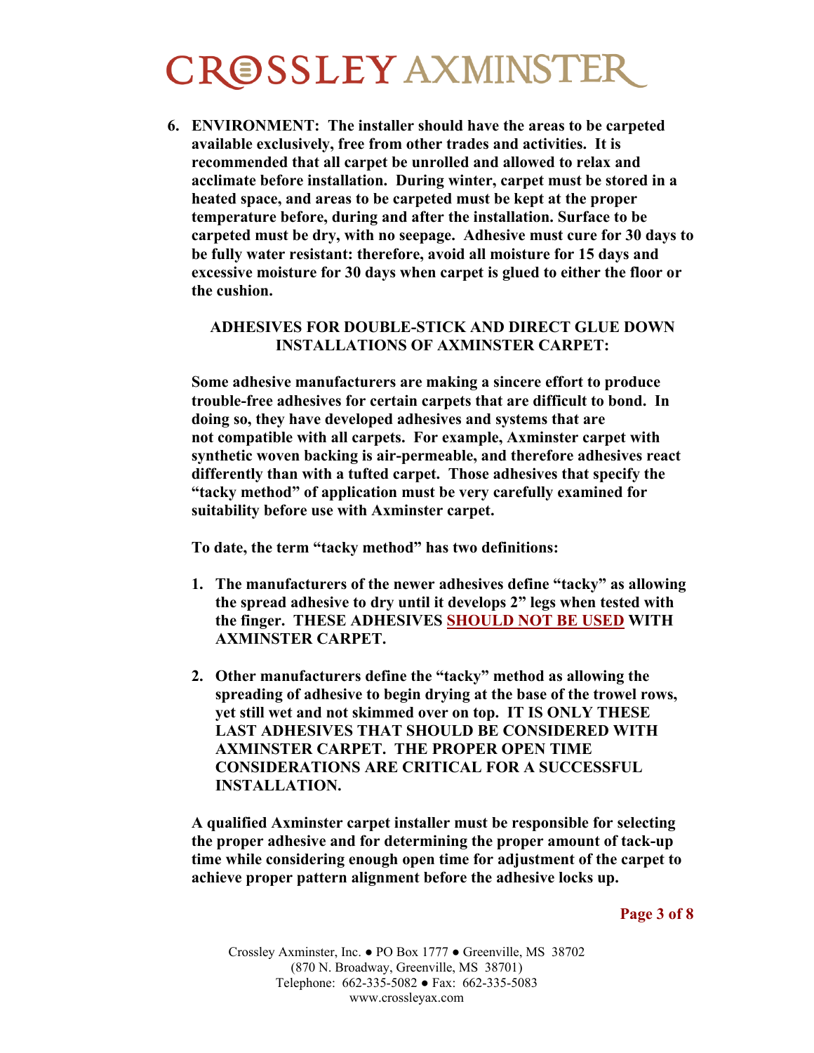6. **ENVIRONMENT: The installer should have the areas to be carpeted available exclusively, free from other trades and activities. It is recommended that all carpet be unrolled and allowed to relax and acclimate before installation. During winter, carpet must be stored in a heated space, and areas to be carpeted must be kept at the proper temperature before, during and after the installation. Surface to be carpeted must be dry, with no seepage. Adhesive must cure for 30 days to be fully water resistant: therefore, avoid all moisture for 15 days and excessive moisture for 30 days when carpet is glued to either the floor or the cushion.**

### ADHESIVES FOR DOUBLE-STICK AND DIRECT GLUE DOWN INSTALLATIONS OF AXMINSTER CARPET:

**Some adhesive manufacturers are making a sincere effort to produce trouble-free adhesives for certain carpets that are difficult to bond. In doing so, they have developed adhesives and systems that are not compatible with all carpets. For example, Axminster carpet with synthetic woven backing is air-permeable, and therefore adhesives react differently than with a tufted carpet. Those adhesives that specify the "tacky method" of application must be very carefully examined for suitability before use with Axminster carpet.**

**To date, the term "tacky method" has two definitions:**

1. **The manufacturers of the newer adhesives define "tacky" as allowing the spread adhesive to dry until it develops 2" legs when tested with the finger. THESE ADHESIVES SHOULD NOT BE USED WITH AXMINSTER CARPET.**

2. **Other manufacturers define the "tacky" method as allowing the spreading of adhesive to begin drying at the base of the trowel rows, yet still wet and not skimmed over on top. IT IS ONLY THESE LAST ADHESIVES THAT SHOULD BE CONSIDERED WITH AXMINSTER CARPET. THE PROPER OPEN TIME CONSIDERATIONS ARE CRITICAL FOR A SUCCESSFUL INSTALLATION.**

**A qualified Axminster carpet installer must be responsible for selecting the proper adhesive and for determining the proper amount of tack-up time while considering enough open time for adjustment of the carpet to achieve proper pattern alignment before the adhesive locks up.**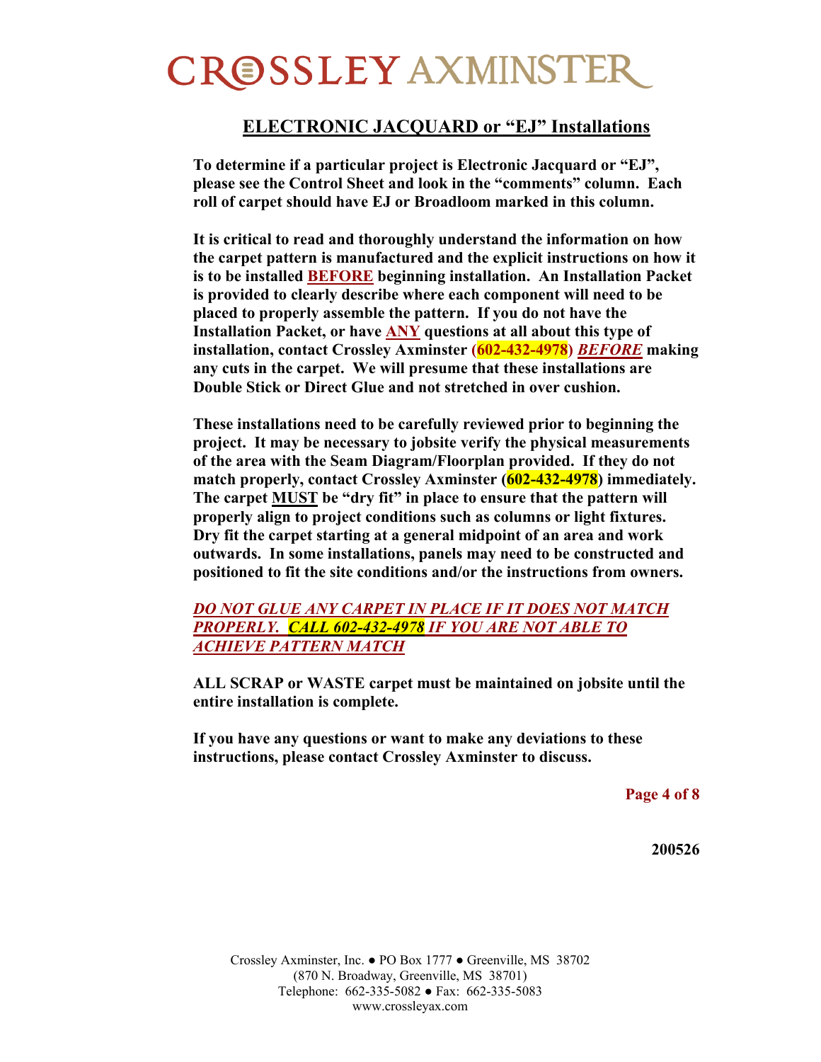# CROSSLEY AXMINSTER

## ELECTRONIC JACQUARD or "EJ" Installations

**To determine if a particular project is Electronic Jacquard or "EJ", please see the Control Sheet and look in the "comments" column. Each roll of carpet should have EJ or Broadloom marked in this column.**

**It is critical to read and thoroughly understand the information on how the carpet pattern is manufactured and the explicit instructions on how it is to be installed BEFORE beginning installation. An Installation Packet is provided to clearly describe where each component will need to be placed to properly assemble the pattern. If you do not have the Installation Packet, or have ANY questions at all about this type of installation, contact Crossley Axminster (602-432-4978) *BEFORE* making any cuts in the carpet. We will presume that these installations are Double Stick or Direct Glue and not stretched in over cushion.**

**These installations need to be carefully reviewed prior to beginning the project. It may be necessary to jobsite verify the physical measurements of the area with the Seam Diagram/Floorplan provided. If they do not match properly, contact Crossley Axminster (602-432-4978) immediately. The carpet MUST be "dry fit" in place to ensure that the pattern will properly align to project conditions such as columns or light fixtures. Dry fit the carpet starting at a general midpoint of an area and work outwards. In some installations, panels may need to be constructed and positioned to fit the site conditions and/or the instructions from owners.**

***DO NOT GLUE ANY CARPET IN PLACE IF IT DOES NOT MATCH PROPERLY. CALL 602-432-4978 IF YOU ARE NOT ABLE TO ACHIEVE PATTERN MATCH***

**ALL SCRAP or WASTE carpet must be maintained on jobsite until the entire installation is complete.**

**If you have any questions or want to make any deviations to these instructions, please contact Crossley Axminster to discuss.**

**200526**

Crossley Axminster, Inc. ● PO Box 1777 ● Greenville, MS 38702
(870 N. Broadway, Greenville, MS 38701)
Telephone: 662-335-5082 ● Fax: 662-335-5083
www.crossleyax.com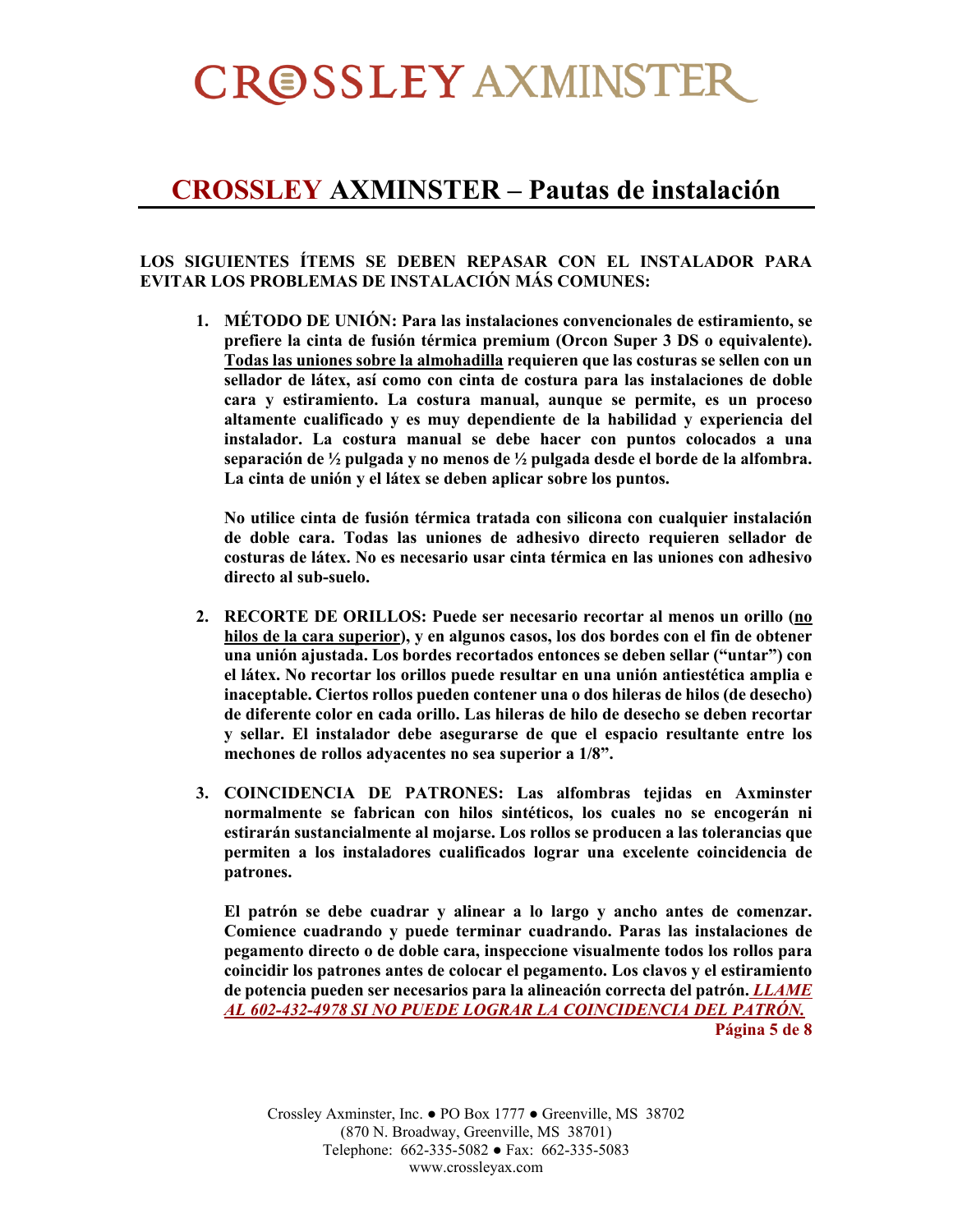# CROSSLEY AXMINSTER – Pautas de instalación

**LOS SIGUIENTES ÍTEMS SE DEBEN REPASAR CON EL INSTALADOR PARA EVITAR LOS PROBLEMAS DE INSTALACIÓN MÁS COMUNES:**

1. **MÉTODO DE UNIÓN: Para las instalaciones convencionales de estiramiento, se prefiere la cinta de fusión térmica premium (Orcon Super 3 DS o equivalente). <u>Todas las uniones sobre la almohadilla</u> requieren que las costuras se sellen con un sellador de látex, así como con cinta de costura para las instalaciones de doble cara y estiramiento. La costura manual, aunque se permite, es un proceso altamente cualificado y es muy dependiente de la habilidad y experiencia del instalador. La costura manual se debe hacer con puntos colocados a una separación de ½ pulgada y no menos de ½ pulgada desde el borde de la alfombra. La cinta de unión y el látex se deben aplicar sobre los puntos.**

   **No utilice cinta de fusión térmica tratada con silicona con cualquier instalación de doble cara. Todas las uniones de adhesivo directo requieren sellador de costuras de látex. No es necesario usar cinta térmica en las uniones con adhesivo directo al sub-suelo.**

2. **RECORTE DE ORILLOS: Puede ser necesario recortar al menos un orillo (<u>no hilos de la cara superior</u>), y en algunos casos, los dos bordes con el fin de obtener una unión ajustada. Los bordes recortados entonces se deben sellar ("untar") con el látex. No recortar los orillos puede resultar en una unión antiestética amplia e inaceptable. Ciertos rollos pueden contener una o dos hileras de hilos (de desecho) de diferente color en cada orillo. Las hileras de hilo de desecho se deben recortar y sellar. El instalador debe asegurarse de que el espacio resultante entre los mechones de rollos adyacentes no sea superior a 1/8".**

3. **COINCIDENCIA DE PATRONES: Las alfombras tejidas en Axminster normalmente se fabrican con hilos sintéticos, los cuales no se encogerán ni estirarán sustancialmente al mojarse. Los rollos se producen a las tolerancias que permiten a los instaladores cualificados lograr una excelente coincidencia de patrones.**

   **El patrón se debe cuadrar y alinear a lo largo y ancho antes de comenzar. Comience cuadrando y puede terminar cuadrando. Paras las instalaciones de pegamento directo o de doble cara, inspeccione visualmente todos los rollos para coincidir los patrones antes de colocar el pegamento. Los clavos y el estiramiento de potencia pueden ser necesarios para la alineación correcta del patrón.** ***<u>LLAME AL 602-432-4978 SI NO PUEDE LOGRAR LA COINCIDENCIA DEL PATRÓN.</u>***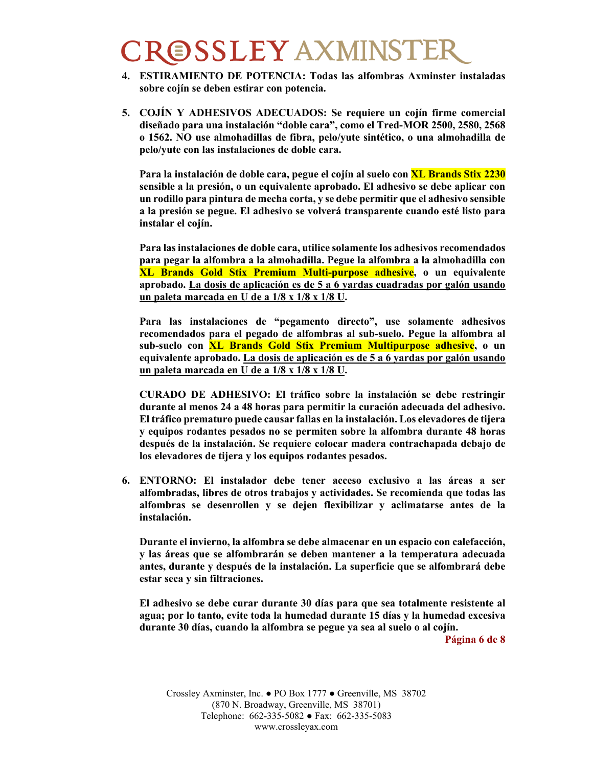**4. ESTIRAMIENTO DE POTENCIA: Todas las alfombras Axminster instaladas sobre cojín se deben estirar con potencia.**

**5. COJÍN Y ADHESIVOS ADECUADOS: Se requiere un cojín firme comercial diseñado para una instalación "doble cara", como el Tred-MOR 2500, 2580, 2568 o 1562. NO use almohadillas de fibra, pelo/yute sintético, o una almohadilla de pelo/yute con las instalaciones de doble cara.**

**Para la instalación de doble cara, pegue el cojín al suelo con XL Brands Stix 2230 sensible a la presión, o un equivalente aprobado. El adhesivo se debe aplicar con un rodillo para pintura de mecha corta, y se debe permitir que el adhesivo sensible a la presión se pegue. El adhesivo se volverá transparente cuando esté listo para instalar el cojín.**

**Para las instalaciones de doble cara, utilice solamente los adhesivos recomendados para pegar la alfombra a la almohadilla. Pegue la alfombra a la almohadilla con XL Brands Gold Stix Premium Multi-purpose adhesive, o un equivalente aprobado. <u>La dosis de aplicación es de 5 a 6 yardas cuadradas por galón usando un paleta marcada en U de a 1/8 x 1/8 x 1/8 U</u>.**

**Para las instalaciones de "pegamento directo", use solamente adhesivos recomendados para el pegado de alfombras al sub-suelo. Pegue la alfombra al sub-suelo con XL Brands Gold Stix Premium Multipurpose adhesive, o un equivalente aprobado. <u>La dosis de aplicación es de 5 a 6 yardas por galón usando un paleta marcada en U de a 1/8 x 1/8 x 1/8 U</u>.**

**CURADO DE ADHESIVO: El tráfico sobre la instalación se debe restringir durante al menos 24 a 48 horas para permitir la curación adecuada del adhesivo. El tráfico prematuro puede causar fallas en la instalación. Los elevadores de tijera y equipos rodantes pesados no se permiten sobre la alfombra durante 48 horas después de la instalación. Se requiere colocar madera contrachapada debajo de los elevadores de tijera y los equipos rodantes pesados.**

**6. ENTORNO: El instalador debe tener acceso exclusivo a las áreas a ser alfombradas, libres de otros trabajos y actividades. Se recomienda que todas las alfombras se desenrollen y se dejen flexibilizar y aclimatarse antes de la instalación.**

**Durante el invierno, la alfombra se debe almacenar en un espacio con calefacción, y las áreas que se alfombrarán se deben mantener a la temperatura adecuada antes, durante y después de la instalación. La superficie que se alfombrará debe estar seca y sin filtraciones.**

**El adhesivo se debe curar durante 30 días para que sea totalmente resistente al agua; por lo tanto, evite toda la humedad durante 15 días y la humedad excesiva durante 30 días, cuando la alfombra se pegue ya sea al suelo o al cojín.**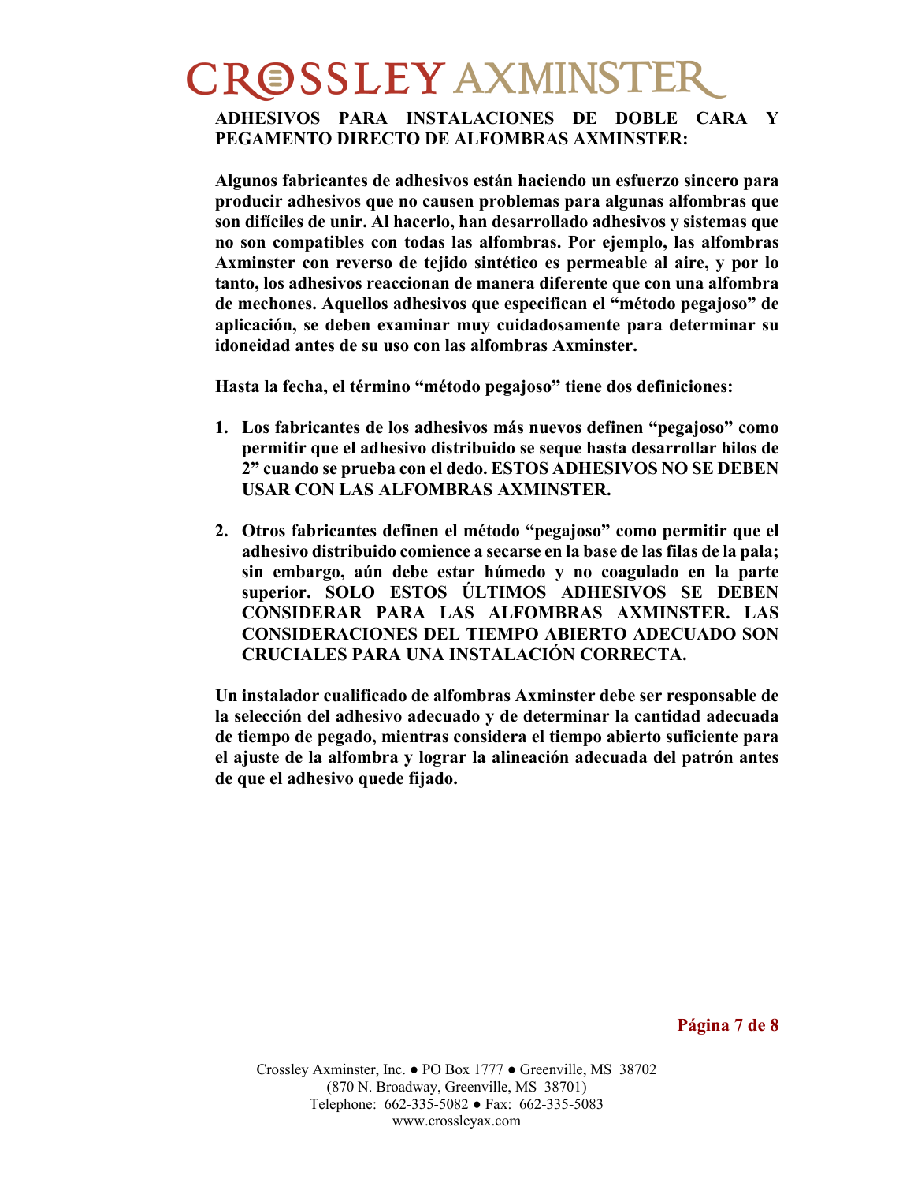**ADHESIVOS PARA INSTALACIONES DE DOBLE CARA Y PEGAMENTO DIRECTO DE ALFOMBRAS AXMINSTER:**

**Algunos fabricantes de adhesivos están haciendo un esfuerzo sincero para producir adhesivos que no causen problemas para algunas alfombras que son difíciles de unir. Al hacerlo, han desarrollado adhesivos y sistemas que no son compatibles con todas las alfombras. Por ejemplo, las alfombras Axminster con reverso de tejido sintético es permeable al aire, y por lo tanto, los adhesivos reaccionan de manera diferente que con una alfombra de mechones. Aquellos adhesivos que especifican el "método pegajoso" de aplicación, se deben examinar muy cuidadosamente para determinar su idoneidad antes de su uso con las alfombras Axminster.**

**Hasta la fecha, el término "método pegajoso" tiene dos definiciones:**

1. **Los fabricantes de los adhesivos más nuevos definen "pegajoso" como permitir que el adhesivo distribuido se seque hasta desarrollar hilos de 2" cuando se prueba con el dedo. ESTOS ADHESIVOS NO SE DEBEN USAR CON LAS ALFOMBRAS AXMINSTER.**

2. **Otros fabricantes definen el método "pegajoso" como permitir que el adhesivo distribuido comience a secarse en la base de las filas de la pala; sin embargo, aún debe estar húmedo y no coagulado en la parte superior. SOLO ESTOS ÚLTIMOS ADHESIVOS SE DEBEN CONSIDERAR PARA LAS ALFOMBRAS AXMINSTER. LAS CONSIDERACIONES DEL TIEMPO ABIERTO ADECUADO SON CRUCIALES PARA UNA INSTALACIÓN CORRECTA.**

**Un instalador cualificado de alfombras Axminster debe ser responsable de la selección del adhesivo adecuado y de determinar la cantidad adecuada de tiempo de pegado, mientras considera el tiempo abierto suficiente para el ajuste de la alfombra y lograr la alineación adecuada del patrón antes de que el adhesivo quede fijado.**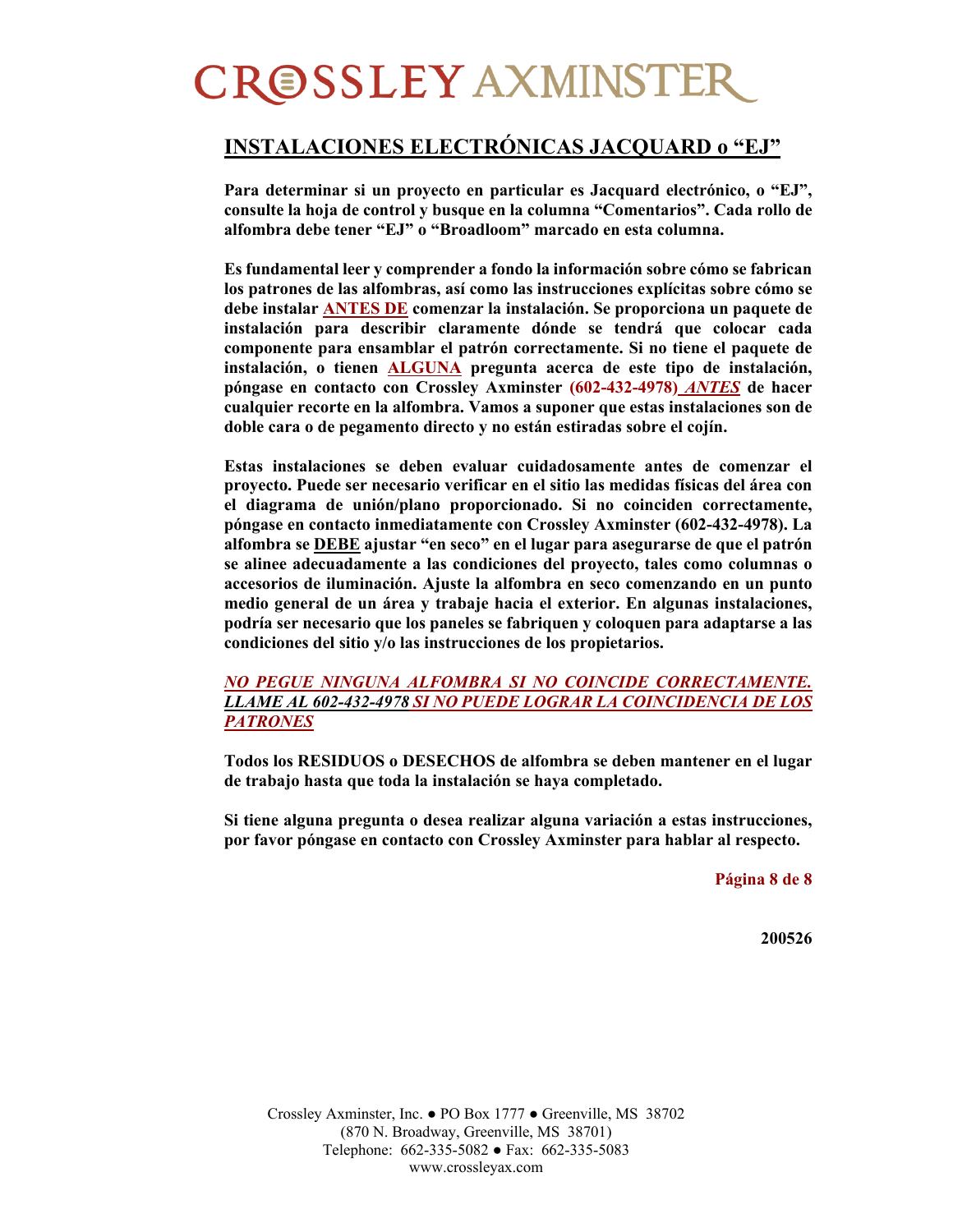# CROSSLEY AXMINSTER

## INSTALACIONES ELECTRÓNICAS JACQUARD o "EJ"

**Para determinar si un proyecto en particular es Jacquard electrónico, o "EJ", consulte la hoja de control y busque en la columna "Comentarios". Cada rollo de alfombra debe tener "EJ" o "Broadloom" marcado en esta columna.**

**Es fundamental leer y comprender a fondo la información sobre cómo se fabrican los patrones de las alfombras, así como las instrucciones explícitas sobre cómo se debe instalar ANTES DE comenzar la instalación. Se proporciona un paquete de instalación para describir claramente dónde se tendrá que colocar cada componente para ensamblar el patrón correctamente. Si no tiene el paquete de instalación, o tienen ALGUNA pregunta acerca de este tipo de instalación, póngase en contacto con Crossley Axminster (602-432-4978) *ANTES* de hacer cualquier recorte en la alfombra. Vamos a suponer que estas instalaciones son de doble cara o de pegamento directo y no están estiradas sobre el cojín.**

**Estas instalaciones se deben evaluar cuidadosamente antes de comenzar el proyecto. Puede ser necesario verificar en el sitio las medidas físicas del área con el diagrama de unión/plano proporcionado. Si no coinciden correctamente, póngase en contacto inmediatamente con Crossley Axminster (602-432-4978). La alfombra se DEBE ajustar "en seco" en el lugar para asegurarse de que el patrón se alinee adecuadamente a las condiciones del proyecto, tales como columnas o accesorios de iluminación. Ajuste la alfombra en seco comenzando en un punto medio general de un área y trabaje hacia el exterior. En algunas instalaciones, podría ser necesario que los paneles se fabriquen y coloquen para adaptarse a las condiciones del sitio y/o las instrucciones de los propietarios.**

***NO PEGUE NINGUNA ALFOMBRA SI NO COINCIDE CORRECTAMENTE. LLAME AL 602-432-4978 SI NO PUEDE LOGRAR LA COINCIDENCIA DE LOS PATRONES***

**Todos los RESIDUOS o DESECHOS de alfombra se deben mantener en el lugar de trabajo hasta que toda la instalación se haya completado.**

**Si tiene alguna pregunta o desea realizar alguna variación a estas instrucciones, por favor póngase en contacto con Crossley Axminster para hablar al respecto.**

**200526**

Crossley Axminster, Inc. ● PO Box 1777 ● Greenville, MS 38702
(870 N. Broadway, Greenville, MS 38701)
Telephone: 662-335-5082 ● Fax: 662-335-5083
www.crossleyax.com